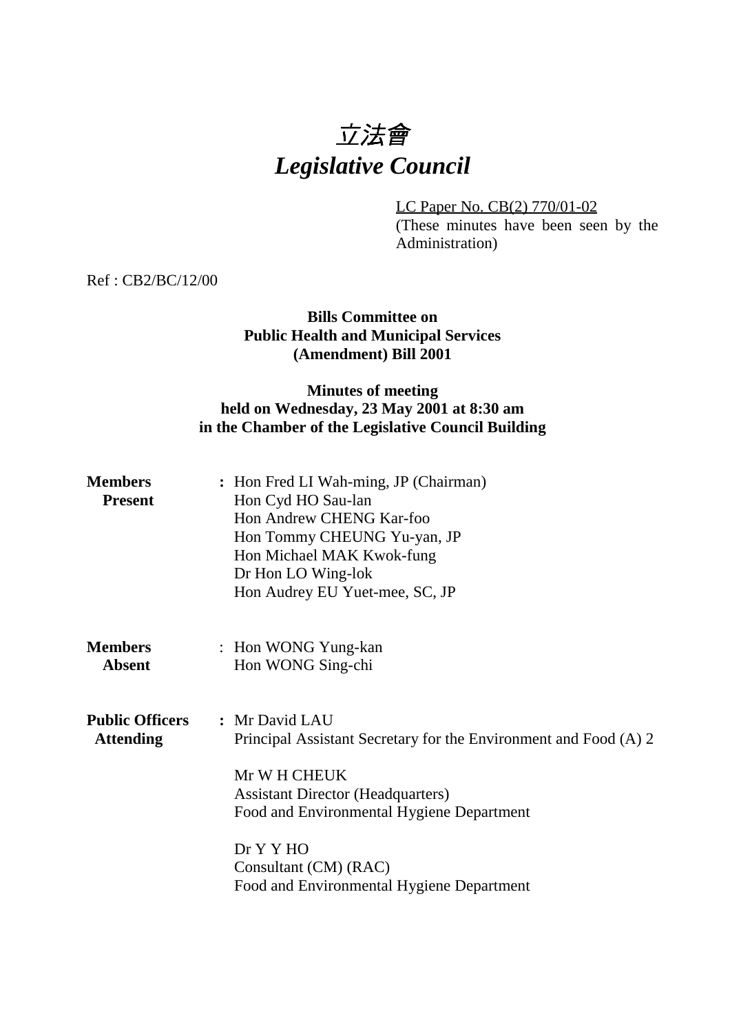# 立法會
# *Legislative Council*

LC Paper No. CB(2) 770/01-02
(These minutes have been seen by the Administration)

Ref : CB2/BC/12/00

**Bills Committee on**
**Public Health and Municipal Services**
**(Amendment) Bill 2001**

**Minutes of meeting**
**held on Wednesday, 23 May 2001 at 8:30 am**
**in the Chamber of the Legislative Council Building**

| | | |
|---|---|---|
| **Members Present** | : | Hon Fred LI Wah-ming, JP (Chairman)<br>Hon Cyd HO Sau-lan<br>Hon Andrew CHENG Kar-foo<br>Hon Tommy CHEUNG Yu-yan, JP<br>Hon Michael MAK Kwok-fung<br>Dr Hon LO Wing-lok<br>Hon Audrey EU Yuet-mee, SC, JP |
| **Members Absent** | : | Hon WONG Yung-kan<br>Hon WONG Sing-chi |
| **Public Officers Attending** | : | Mr David LAU<br>Principal Assistant Secretary for the Environment and Food (A) 2<br><br>Mr W H CHEUK<br>Assistant Director (Headquarters)<br>Food and Environmental Hygiene Department<br><br>Dr Y Y HO<br>Consultant (CM) (RAC)<br>Food and Environmental Hygiene Department |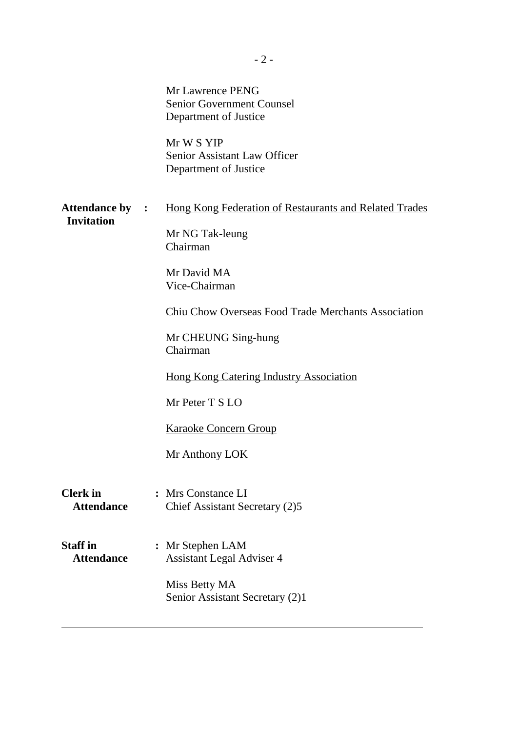Mr Lawrence PENG
Senior Government Counsel
Department of Justice

Mr W S YIP
Senior Assistant Law Officer
Department of Justice

**Attendance by Invitation** :

<u>Hong Kong Federation of Restaurants and Related Trades</u>

Mr NG Tak-leung
Chairman

Mr David MA
Vice-Chairman

<u>Chiu Chow Overseas Food Trade Merchants Association</u>

Mr CHEUNG Sing-hung
Chairman

<u>Hong Kong Catering Industry Association</u>

Mr Peter T S LO

<u>Karaoke Concern Group</u>

Mr Anthony LOK

**Clerk in Attendance** : Mrs Constance LI
Chief Assistant Secretary (2)5

**Staff in Attendance** : Mr Stephen LAM
Assistant Legal Adviser 4

Miss Betty MA
Senior Assistant Secretary (2)1

---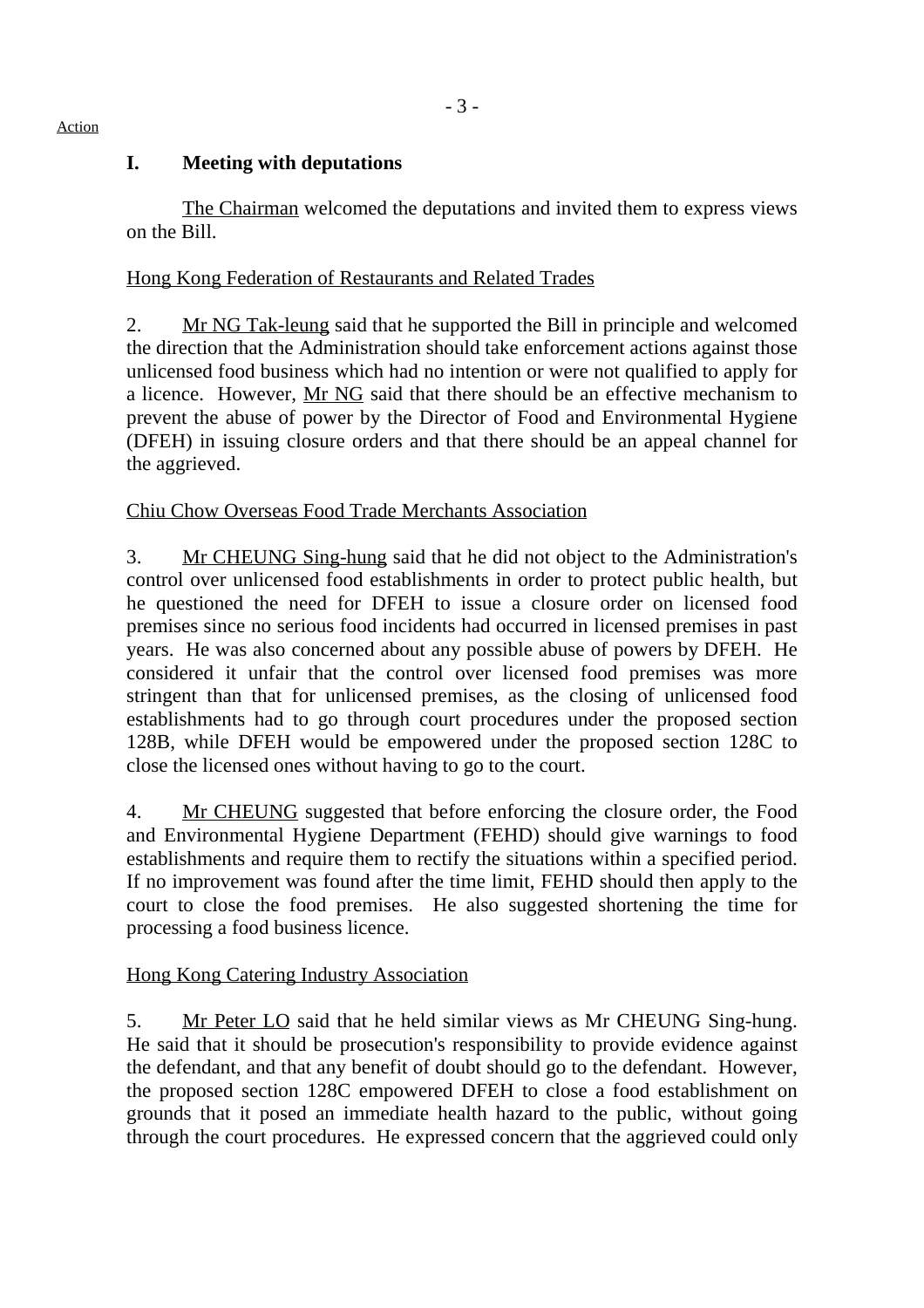Action

## I. Meeting with deputations

The Chairman welcomed the deputations and invited them to express views on the Bill.

Hong Kong Federation of Restaurants and Related Trades

2. Mr NG Tak-leung said that he supported the Bill in principle and welcomed the direction that the Administration should take enforcement actions against those unlicensed food business which had no intention or were not qualified to apply for a licence. However, Mr NG said that there should be an effective mechanism to prevent the abuse of power by the Director of Food and Environmental Hygiene (DFEH) in issuing closure orders and that there should be an appeal channel for the aggrieved.

Chiu Chow Overseas Food Trade Merchants Association

3. Mr CHEUNG Sing-hung said that he did not object to the Administration's control over unlicensed food establishments in order to protect public health, but he questioned the need for DFEH to issue a closure order on licensed food premises since no serious food incidents had occurred in licensed premises in past years. He was also concerned about any possible abuse of powers by DFEH. He considered it unfair that the control over licensed food premises was more stringent than that for unlicensed premises, as the closing of unlicensed food establishments had to go through court procedures under the proposed section 128B, while DFEH would be empowered under the proposed section 128C to close the licensed ones without having to go to the court.

4. Mr CHEUNG suggested that before enforcing the closure order, the Food and Environmental Hygiene Department (FEHD) should give warnings to food establishments and require them to rectify the situations within a specified period. If no improvement was found after the time limit, FEHD should then apply to the court to close the food premises. He also suggested shortening the time for processing a food business licence.

Hong Kong Catering Industry Association

5. Mr Peter LO said that he held similar views as Mr CHEUNG Sing-hung. He said that it should be prosecution's responsibility to provide evidence against the defendant, and that any benefit of doubt should go to the defendant. However, the proposed section 128C empowered DFEH to close a food establishment on grounds that it posed an immediate health hazard to the public, without going through the court procedures. He expressed concern that the aggrieved could only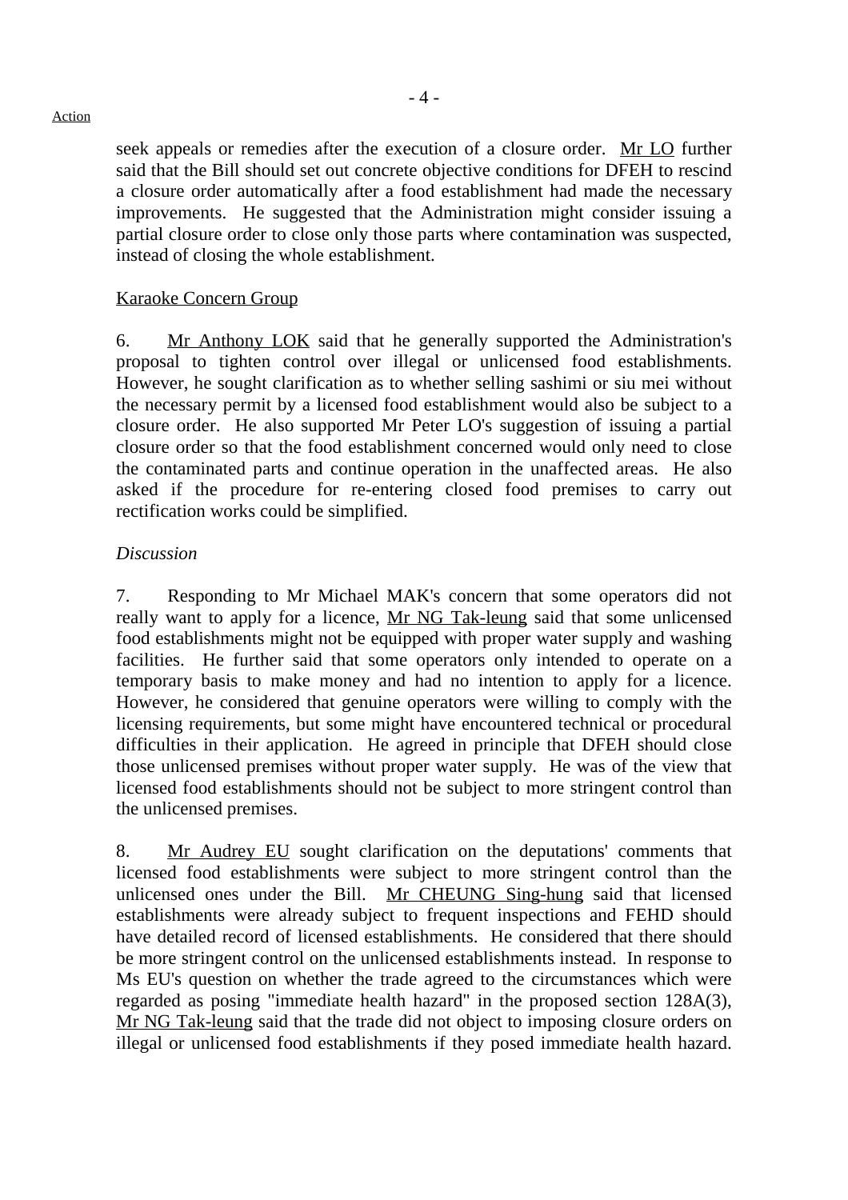Action

seek appeals or remedies after the execution of a closure order. Mr LO further said that the Bill should set out concrete objective conditions for DFEH to rescind a closure order automatically after a food establishment had made the necessary improvements. He suggested that the Administration might consider issuing a partial closure order to close only those parts where contamination was suspected, instead of closing the whole establishment.

Karaoke Concern Group

6. Mr Anthony LOK said that he generally supported the Administration's proposal to tighten control over illegal or unlicensed food establishments. However, he sought clarification as to whether selling sashimi or siu mei without the necessary permit by a licensed food establishment would also be subject to a closure order. He also supported Mr Peter LO's suggestion of issuing a partial closure order so that the food establishment concerned would only need to close the contaminated parts and continue operation in the unaffected areas. He also asked if the procedure for re-entering closed food premises to carry out rectification works could be simplified.

*Discussion*

7. Responding to Mr Michael MAK's concern that some operators did not really want to apply for a licence, Mr NG Tak-leung said that some unlicensed food establishments might not be equipped with proper water supply and washing facilities. He further said that some operators only intended to operate on a temporary basis to make money and had no intention to apply for a licence. However, he considered that genuine operators were willing to comply with the licensing requirements, but some might have encountered technical or procedural difficulties in their application. He agreed in principle that DFEH should close those unlicensed premises without proper water supply. He was of the view that licensed food establishments should not be subject to more stringent control than the unlicensed premises.

8. Mr Audrey EU sought clarification on the deputations' comments that licensed food establishments were subject to more stringent control than the unlicensed ones under the Bill. Mr CHEUNG Sing-hung said that licensed establishments were already subject to frequent inspections and FEHD should have detailed record of licensed establishments. He considered that there should be more stringent control on the unlicensed establishments instead. In response to Ms EU's question on whether the trade agreed to the circumstances which were regarded as posing "immediate health hazard" in the proposed section 128A(3), Mr NG Tak-leung said that the trade did not object to imposing closure orders on illegal or unlicensed food establishments if they posed immediate health hazard.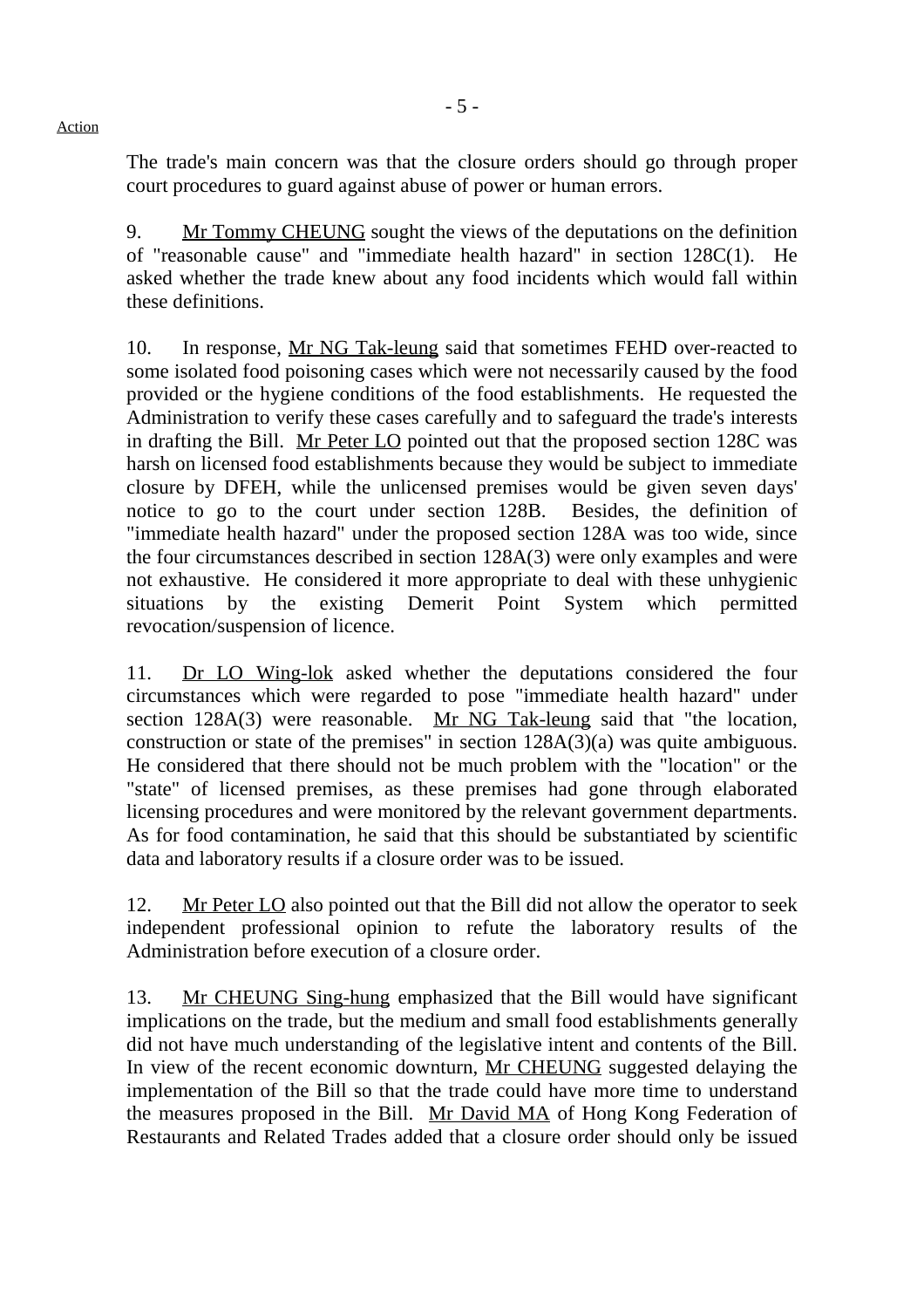The trade's main concern was that the closure orders should go through proper court procedures to guard against abuse of power or human errors.

9. Mr Tommy CHEUNG sought the views of the deputations on the definition of "reasonable cause" and "immediate health hazard" in section 128C(1). He asked whether the trade knew about any food incidents which would fall within these definitions.

10. In response, Mr NG Tak-leung said that sometimes FEHD over-reacted to some isolated food poisoning cases which were not necessarily caused by the food provided or the hygiene conditions of the food establishments. He requested the Administration to verify these cases carefully and to safeguard the trade's interests in drafting the Bill. Mr Peter LO pointed out that the proposed section 128C was harsh on licensed food establishments because they would be subject to immediate closure by DFEH, while the unlicensed premises would be given seven days' notice to go to the court under section 128B. Besides, the definition of "immediate health hazard" under the proposed section 128A was too wide, since the four circumstances described in section 128A(3) were only examples and were not exhaustive. He considered it more appropriate to deal with these unhygienic situations by the existing Demerit Point System which permitted revocation/suspension of licence.

11. Dr LO Wing-lok asked whether the deputations considered the four circumstances which were regarded to pose "immediate health hazard" under section 128A(3) were reasonable. Mr NG Tak-leung said that "the location, construction or state of the premises" in section 128A(3)(a) was quite ambiguous. He considered that there should not be much problem with the "location" or the "state" of licensed premises, as these premises had gone through elaborated licensing procedures and were monitored by the relevant government departments. As for food contamination, he said that this should be substantiated by scientific data and laboratory results if a closure order was to be issued.

12. Mr Peter LO also pointed out that the Bill did not allow the operator to seek independent professional opinion to refute the laboratory results of the Administration before execution of a closure order.

13. Mr CHEUNG Sing-hung emphasized that the Bill would have significant implications on the trade, but the medium and small food establishments generally did not have much understanding of the legislative intent and contents of the Bill. In view of the recent economic downturn, Mr CHEUNG suggested delaying the implementation of the Bill so that the trade could have more time to understand the measures proposed in the Bill. Mr David MA of Hong Kong Federation of Restaurants and Related Trades added that a closure order should only be issued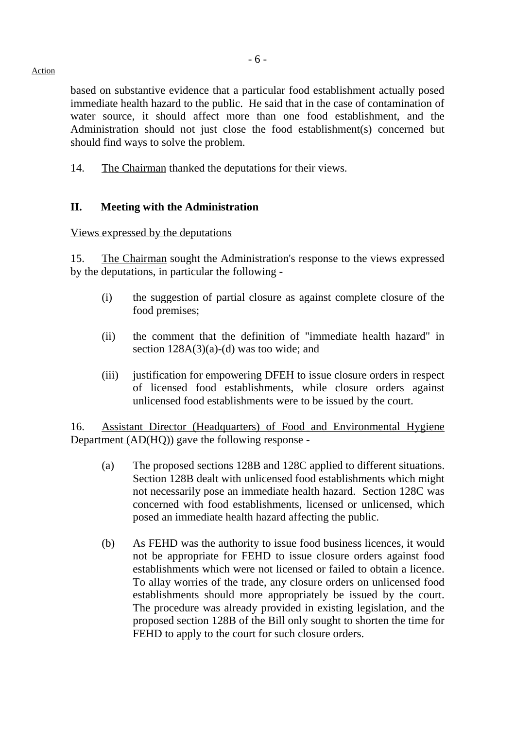based on substantive evidence that a particular food establishment actually posed immediate health hazard to the public. He said that in the case of contamination of water source, it should affect more than one food establishment, and the Administration should not just close the food establishment(s) concerned but should find ways to solve the problem.

14. The Chairman thanked the deputations for their views.

## II. Meeting with the Administration

Views expressed by the deputations

15. The Chairman sought the Administration's response to the views expressed by the deputations, in particular the following -

- (i) the suggestion of partial closure as against complete closure of the food premises;
- (ii) the comment that the definition of "immediate health hazard" in section 128A(3)(a)-(d) was too wide; and
- (iii) justification for empowering DFEH to issue closure orders in respect of licensed food establishments, while closure orders against unlicensed food establishments were to be issued by the court.

16. Assistant Director (Headquarters) of Food and Environmental Hygiene Department (AD(HQ)) gave the following response -

- (a) The proposed sections 128B and 128C applied to different situations. Section 128B dealt with unlicensed food establishments which might not necessarily pose an immediate health hazard. Section 128C was concerned with food establishments, licensed or unlicensed, which posed an immediate health hazard affecting the public.
- (b) As FEHD was the authority to issue food business licences, it would not be appropriate for FEHD to issue closure orders against food establishments which were not licensed or failed to obtain a licence. To allay worries of the trade, any closure orders on unlicensed food establishments should more appropriately be issued by the court. The procedure was already provided in existing legislation, and the proposed section 128B of the Bill only sought to shorten the time for FEHD to apply to the court for such closure orders.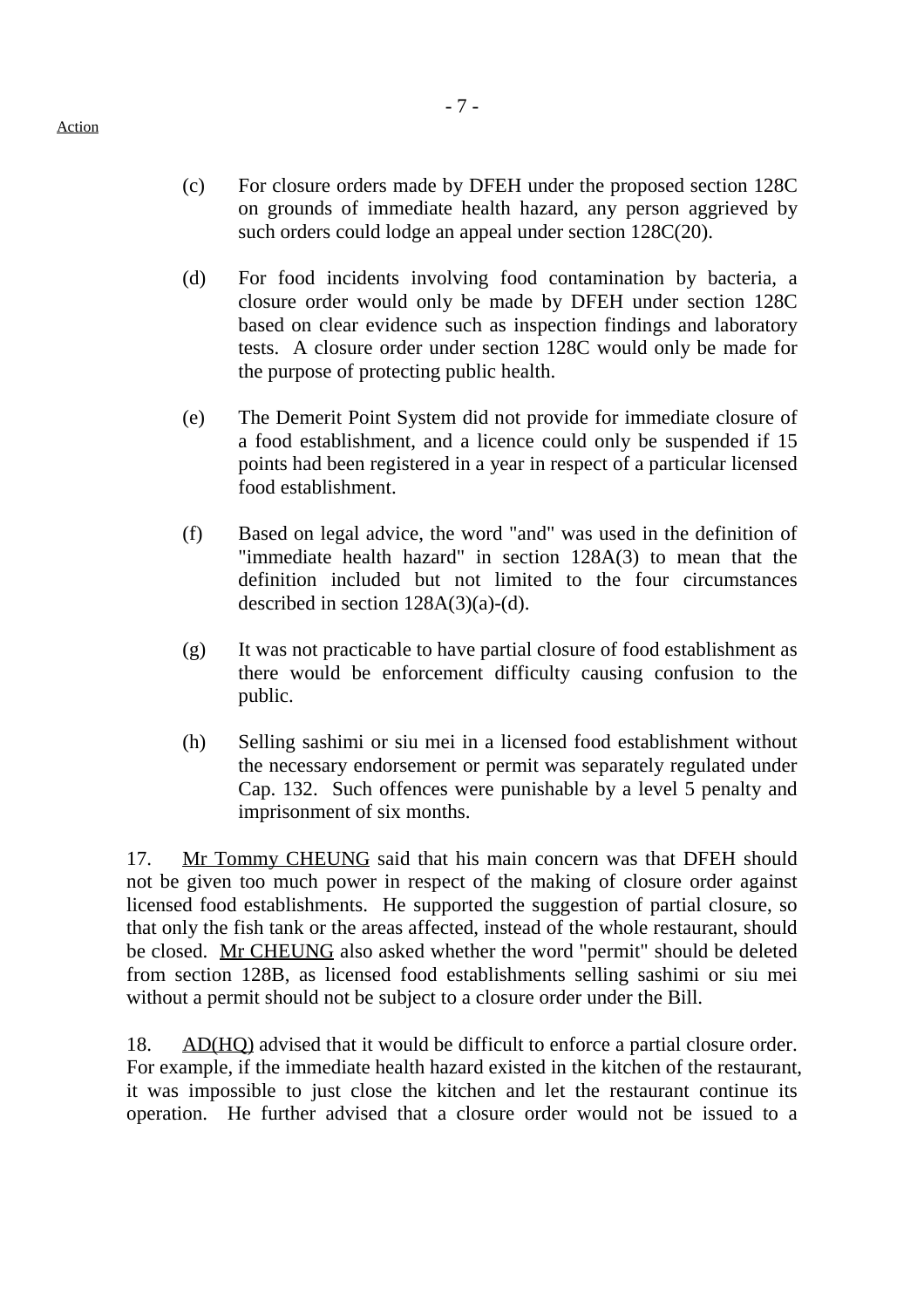(c) For closure orders made by DFEH under the proposed section 128C on grounds of immediate health hazard, any person aggrieved by such orders could lodge an appeal under section 128C(20).

(d) For food incidents involving food contamination by bacteria, a closure order would only be made by DFEH under section 128C based on clear evidence such as inspection findings and laboratory tests. A closure order under section 128C would only be made for the purpose of protecting public health.

(e) The Demerit Point System did not provide for immediate closure of a food establishment, and a licence could only be suspended if 15 points had been registered in a year in respect of a particular licensed food establishment.

(f) Based on legal advice, the word "and" was used in the definition of "immediate health hazard" in section 128A(3) to mean that the definition included but not limited to the four circumstances described in section 128A(3)(a)-(d).

(g) It was not practicable to have partial closure of food establishment as there would be enforcement difficulty causing confusion to the public.

(h) Selling sashimi or siu mei in a licensed food establishment without the necessary endorsement or permit was separately regulated under Cap. 132. Such offences were punishable by a level 5 penalty and imprisonment of six months.

17. Mr Tommy CHEUNG said that his main concern was that DFEH should not be given too much power in respect of the making of closure order against licensed food establishments. He supported the suggestion of partial closure, so that only the fish tank or the areas affected, instead of the whole restaurant, should be closed. Mr CHEUNG also asked whether the word "permit" should be deleted from section 128B, as licensed food establishments selling sashimi or siu mei without a permit should not be subject to a closure order under the Bill.

18. AD(HQ) advised that it would be difficult to enforce a partial closure order. For example, if the immediate health hazard existed in the kitchen of the restaurant, it was impossible to just close the kitchen and let the restaurant continue its operation. He further advised that a closure order would not be issued to a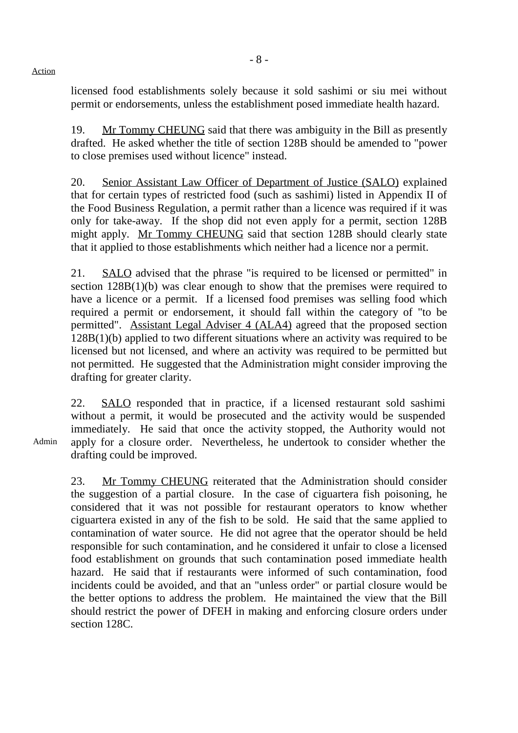Action

licensed food establishments solely because it sold sashimi or siu mei without permit or endorsements, unless the establishment posed immediate health hazard.

19. Mr Tommy CHEUNG said that there was ambiguity in the Bill as presently drafted. He asked whether the title of section 128B should be amended to "power to close premises used without licence" instead.

20. Senior Assistant Law Officer of Department of Justice (SALO) explained that for certain types of restricted food (such as sashimi) listed in Appendix II of the Food Business Regulation, a permit rather than a licence was required if it was only for take-away. If the shop did not even apply for a permit, section 128B might apply. Mr Tommy CHEUNG said that section 128B should clearly state that it applied to those establishments which neither had a licence nor a permit.

21. SALO advised that the phrase "is required to be licensed or permitted" in section 128B(1)(b) was clear enough to show that the premises were required to have a licence or a permit. If a licensed food premises was selling food which required a permit or endorsement, it should fall within the category of "to be permitted". Assistant Legal Adviser 4 (ALA4) agreed that the proposed section 128B(1)(b) applied to two different situations where an activity was required to be licensed but not licensed, and where an activity was required to be permitted but not permitted. He suggested that the Administration might consider improving the drafting for greater clarity.

22. SALO responded that in practice, if a licensed restaurant sold sashimi without a permit, it would be prosecuted and the activity would be suspended immediately. He said that once the activity stopped, the Authority would not apply for a closure order. Nevertheless, he undertook to consider whether the drafting could be improved.

Admin

23. Mr Tommy CHEUNG reiterated that the Administration should consider the suggestion of a partial closure. In the case of ciguartera fish poisoning, he considered that it was not possible for restaurant operators to know whether ciguartera existed in any of the fish to be sold. He said that the same applied to contamination of water source. He did not agree that the operator should be held responsible for such contamination, and he considered it unfair to close a licensed food establishment on grounds that such contamination posed immediate health hazard. He said that if restaurants were informed of such contamination, food incidents could be avoided, and that an "unless order" or partial closure would be the better options to address the problem. He maintained the view that the Bill should restrict the power of DFEH in making and enforcing closure orders under section 128C.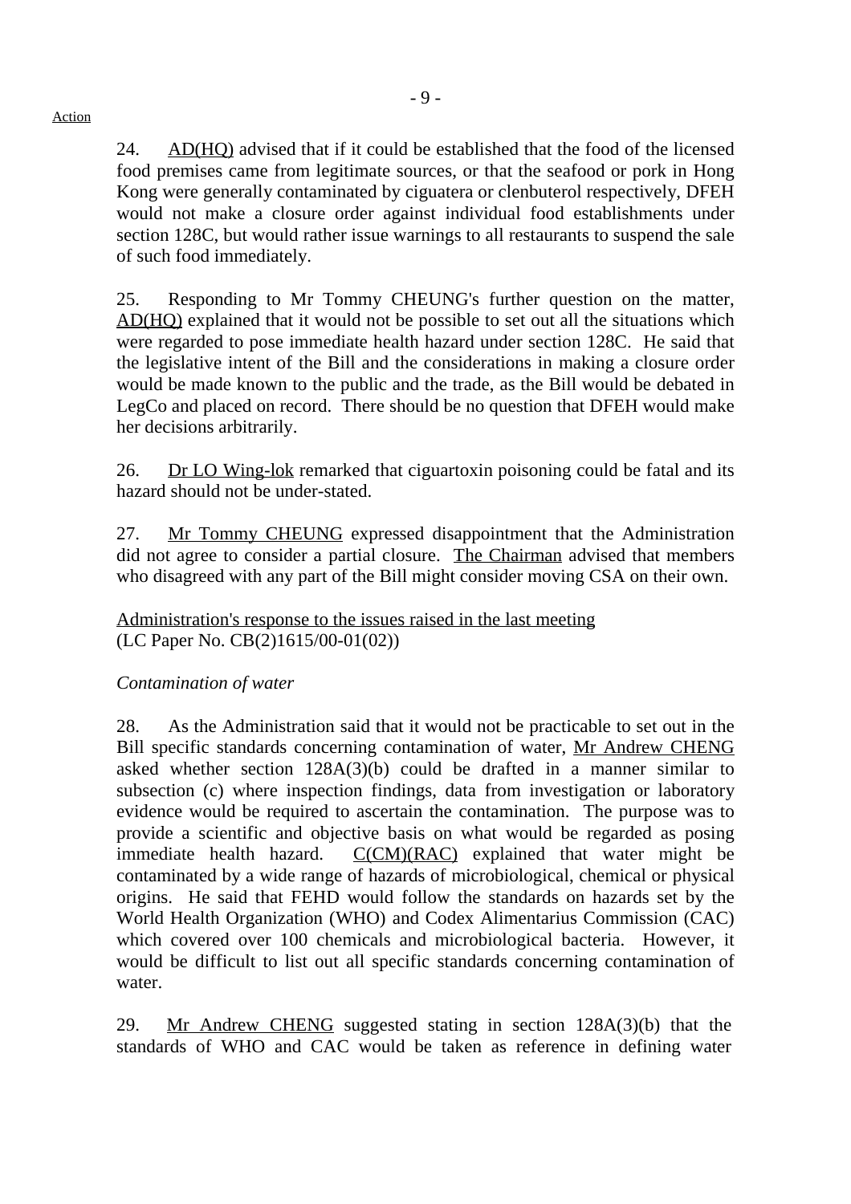Action

24. AD(HQ) advised that if it could be established that the food of the licensed food premises came from legitimate sources, or that the seafood or pork in Hong Kong were generally contaminated by ciguatera or clenbuterol respectively, DFEH would not make a closure order against individual food establishments under section 128C, but would rather issue warnings to all restaurants to suspend the sale of such food immediately.

25. Responding to Mr Tommy CHEUNG's further question on the matter, AD(HQ) explained that it would not be possible to set out all the situations which were regarded to pose immediate health hazard under section 128C. He said that the legislative intent of the Bill and the considerations in making a closure order would be made known to the public and the trade, as the Bill would be debated in LegCo and placed on record. There should be no question that DFEH would make her decisions arbitrarily.

26. Dr LO Wing-lok remarked that ciguartoxin poisoning could be fatal and its hazard should not be under-stated.

27. Mr Tommy CHEUNG expressed disappointment that the Administration did not agree to consider a partial closure. The Chairman advised that members who disagreed with any part of the Bill might consider moving CSA on their own.

Administration's response to the issues raised in the last meeting
(LC Paper No. CB(2)1615/00-01(02))

*Contamination of water*

28. As the Administration said that it would not be practicable to set out in the Bill specific standards concerning contamination of water, Mr Andrew CHENG asked whether section 128A(3)(b) could be drafted in a manner similar to subsection (c) where inspection findings, data from investigation or laboratory evidence would be required to ascertain the contamination. The purpose was to provide a scientific and objective basis on what would be regarded as posing immediate health hazard. C(CM)(RAC) explained that water might be contaminated by a wide range of hazards of microbiological, chemical or physical origins. He said that FEHD would follow the standards on hazards set by the World Health Organization (WHO) and Codex Alimentarius Commission (CAC) which covered over 100 chemicals and microbiological bacteria. However, it would be difficult to list out all specific standards concerning contamination of water.

29. Mr Andrew CHENG suggested stating in section 128A(3)(b) that the standards of WHO and CAC would be taken as reference in defining water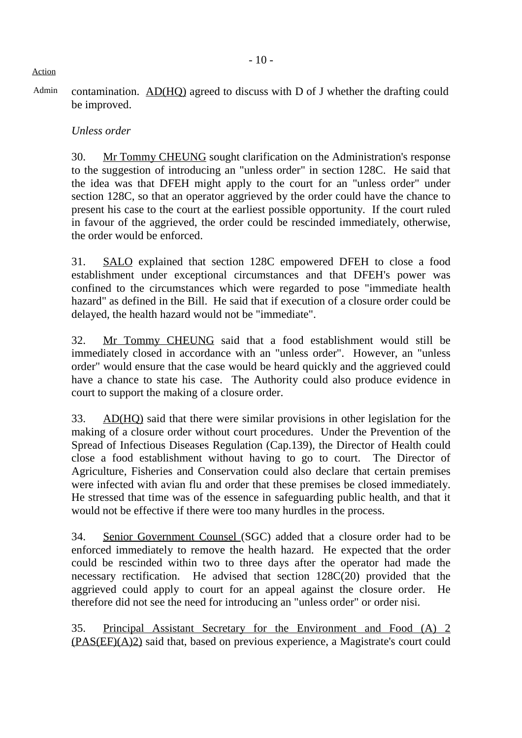Action

Admin contamination. AD(HQ) agreed to discuss with D of J whether the drafting could be improved.

*Unless order*

30. Mr Tommy CHEUNG sought clarification on the Administration's response to the suggestion of introducing an "unless order" in section 128C. He said that the idea was that DFEH might apply to the court for an "unless order" under section 128C, so that an operator aggrieved by the order could have the chance to present his case to the court at the earliest possible opportunity. If the court ruled in favour of the aggrieved, the order could be rescinded immediately, otherwise, the order would be enforced.

31. SALO explained that section 128C empowered DFEH to close a food establishment under exceptional circumstances and that DFEH's power was confined to the circumstances which were regarded to pose "immediate health hazard" as defined in the Bill. He said that if execution of a closure order could be delayed, the health hazard would not be "immediate".

32. Mr Tommy CHEUNG said that a food establishment would still be immediately closed in accordance with an "unless order". However, an "unless order" would ensure that the case would be heard quickly and the aggrieved could have a chance to state his case. The Authority could also produce evidence in court to support the making of a closure order.

33. AD(HQ) said that there were similar provisions in other legislation for the making of a closure order without court procedures. Under the Prevention of the Spread of Infectious Diseases Regulation (Cap.139), the Director of Health could close a food establishment without having to go to court. The Director of Agriculture, Fisheries and Conservation could also declare that certain premises were infected with avian flu and order that these premises be closed immediately. He stressed that time was of the essence in safeguarding public health, and that it would not be effective if there were too many hurdles in the process.

34. Senior Government Counsel (SGC) added that a closure order had to be enforced immediately to remove the health hazard. He expected that the order could be rescinded within two to three days after the operator had made the necessary rectification. He advised that section 128C(20) provided that the aggrieved could apply to court for an appeal against the closure order. He therefore did not see the need for introducing an "unless order" or order nisi.

35. Principal Assistant Secretary for the Environment and Food (A) 2 (PAS(EF)(A)2) said that, based on previous experience, a Magistrate's court could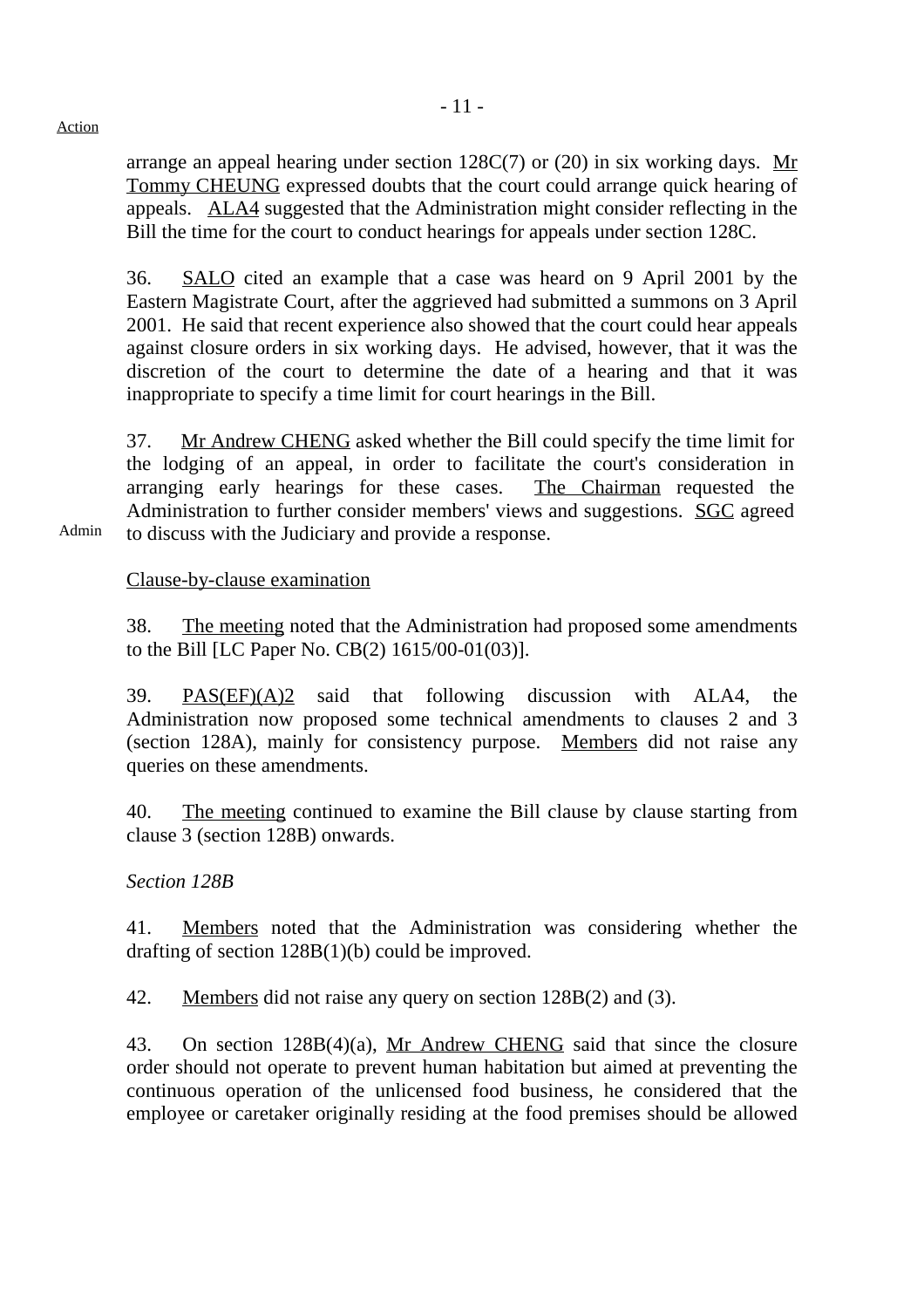Action

arrange an appeal hearing under section 128C(7) or (20) in six working days. Mr Tommy CHEUNG expressed doubts that the court could arrange quick hearing of appeals. ALA4 suggested that the Administration might consider reflecting in the Bill the time for the court to conduct hearings for appeals under section 128C.

36. SALO cited an example that a case was heard on 9 April 2001 by the Eastern Magistrate Court, after the aggrieved had submitted a summons on 3 April 2001. He said that recent experience also showed that the court could hear appeals against closure orders in six working days. He advised, however, that it was the discretion of the court to determine the date of a hearing and that it was inappropriate to specify a time limit for court hearings in the Bill.

37. Mr Andrew CHENG asked whether the Bill could specify the time limit for the lodging of an appeal, in order to facilitate the court's consideration in arranging early hearings for these cases. The Chairman requested the Administration to further consider members' views and suggestions. SGC agreed to discuss with the Judiciary and provide a response.

Admin

Clause-by-clause examination

38. The meeting noted that the Administration had proposed some amendments to the Bill [LC Paper No. CB(2) 1615/00-01(03)].

39. PAS(EF)(A)2 said that following discussion with ALA4, the Administration now proposed some technical amendments to clauses 2 and 3 (section 128A), mainly for consistency purpose. Members did not raise any queries on these amendments.

40. The meeting continued to examine the Bill clause by clause starting from clause 3 (section 128B) onwards.

*Section 128B*

41. Members noted that the Administration was considering whether the drafting of section 128B(1)(b) could be improved.

42. Members did not raise any query on section 128B(2) and (3).

43. On section 128B(4)(a), Mr Andrew CHENG said that since the closure order should not operate to prevent human habitation but aimed at preventing the continuous operation of the unlicensed food business, he considered that the employee or caretaker originally residing at the food premises should be allowed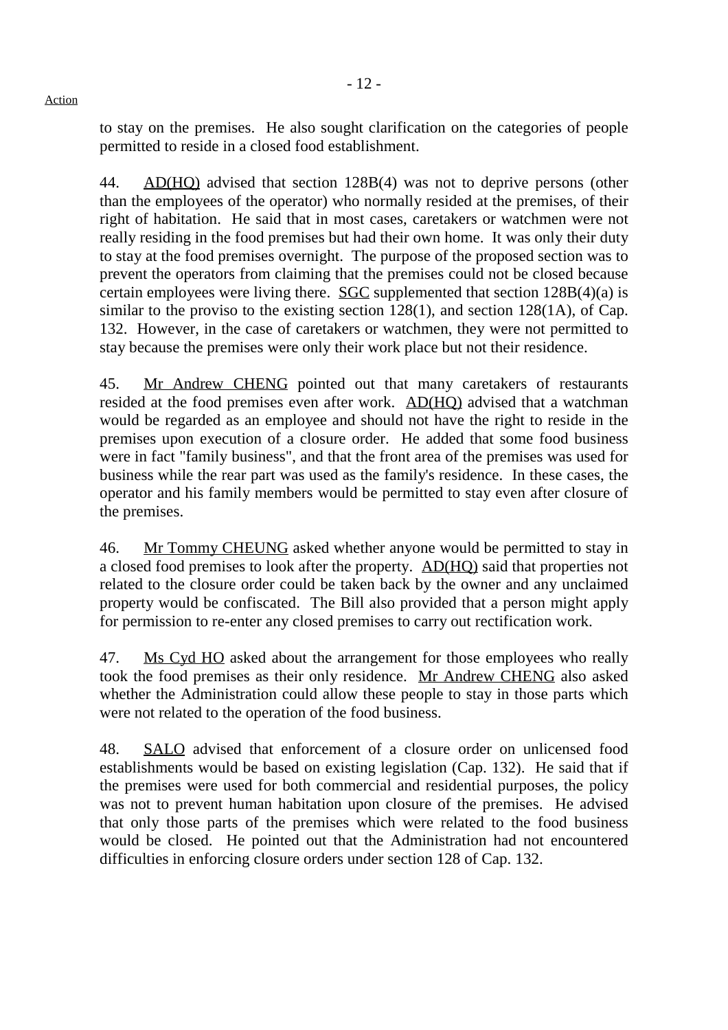to stay on the premises. He also sought clarification on the categories of people permitted to reside in a closed food establishment.

44. AD(HQ) advised that section 128B(4) was not to deprive persons (other than the employees of the operator) who normally resided at the premises, of their right of habitation. He said that in most cases, caretakers or watchmen were not really residing in the food premises but had their own home. It was only their duty to stay at the food premises overnight. The purpose of the proposed section was to prevent the operators from claiming that the premises could not be closed because certain employees were living there. SGC supplemented that section 128B(4)(a) is similar to the proviso to the existing section 128(1), and section 128(1A), of Cap. 132. However, in the case of caretakers or watchmen, they were not permitted to stay because the premises were only their work place but not their residence.

45. Mr Andrew CHENG pointed out that many caretakers of restaurants resided at the food premises even after work. AD(HQ) advised that a watchman would be regarded as an employee and should not have the right to reside in the premises upon execution of a closure order. He added that some food business were in fact "family business", and that the front area of the premises was used for business while the rear part was used as the family's residence. In these cases, the operator and his family members would be permitted to stay even after closure of the premises.

46. Mr Tommy CHEUNG asked whether anyone would be permitted to stay in a closed food premises to look after the property. AD(HQ) said that properties not related to the closure order could be taken back by the owner and any unclaimed property would be confiscated. The Bill also provided that a person might apply for permission to re-enter any closed premises to carry out rectification work.

47. Ms Cyd HO asked about the arrangement for those employees who really took the food premises as their only residence. Mr Andrew CHENG also asked whether the Administration could allow these people to stay in those parts which were not related to the operation of the food business.

48. SALO advised that enforcement of a closure order on unlicensed food establishments would be based on existing legislation (Cap. 132). He said that if the premises were used for both commercial and residential purposes, the policy was not to prevent human habitation upon closure of the premises. He advised that only those parts of the premises which were related to the food business would be closed. He pointed out that the Administration had not encountered difficulties in enforcing closure orders under section 128 of Cap. 132.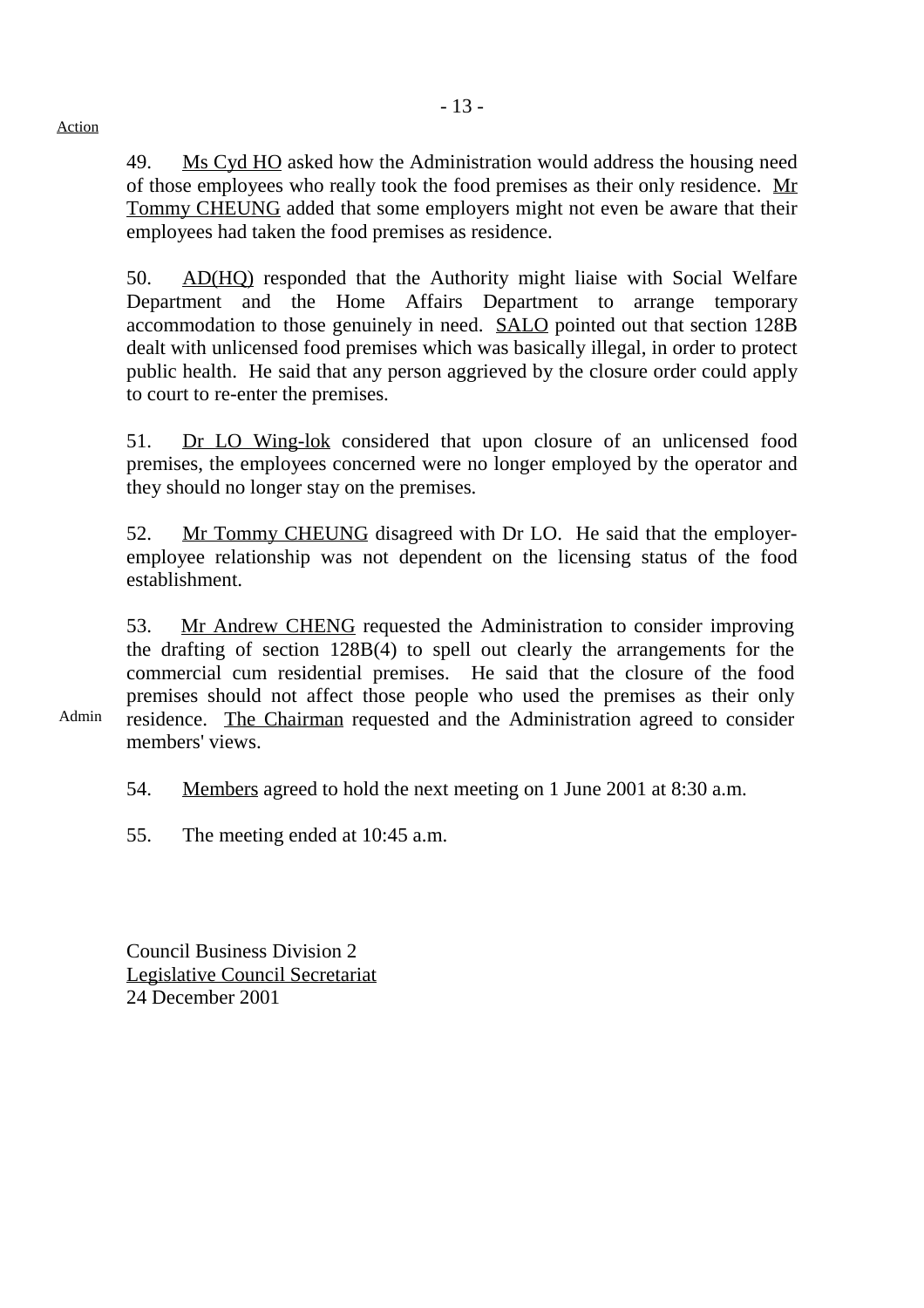Action

49. Ms Cyd HO asked how the Administration would address the housing need of those employees who really took the food premises as their only residence. Mr Tommy CHEUNG added that some employers might not even be aware that their employees had taken the food premises as residence.

50. AD(HQ) responded that the Authority might liaise with Social Welfare Department and the Home Affairs Department to arrange temporary accommodation to those genuinely in need. SALO pointed out that section 128B dealt with unlicensed food premises which was basically illegal, in order to protect public health. He said that any person aggrieved by the closure order could apply to court to re-enter the premises.

51. Dr LO Wing-lok considered that upon closure of an unlicensed food premises, the employees concerned were no longer employed by the operator and they should no longer stay on the premises.

52. Mr Tommy CHEUNG disagreed with Dr LO. He said that the employer-employee relationship was not dependent on the licensing status of the food establishment.

53. Mr Andrew CHENG requested the Administration to consider improving the drafting of section 128B(4) to spell out clearly the arrangements for the commercial cum residential premises. He said that the closure of the food premises should not affect those people who used the premises as their only residence. The Chairman requested and the Administration agreed to consider members' views.

Admin

54. Members agreed to hold the next meeting on 1 June 2001 at 8:30 a.m.

55. The meeting ended at 10:45 a.m.

Council Business Division 2
Legislative Council Secretariat
24 December 2001